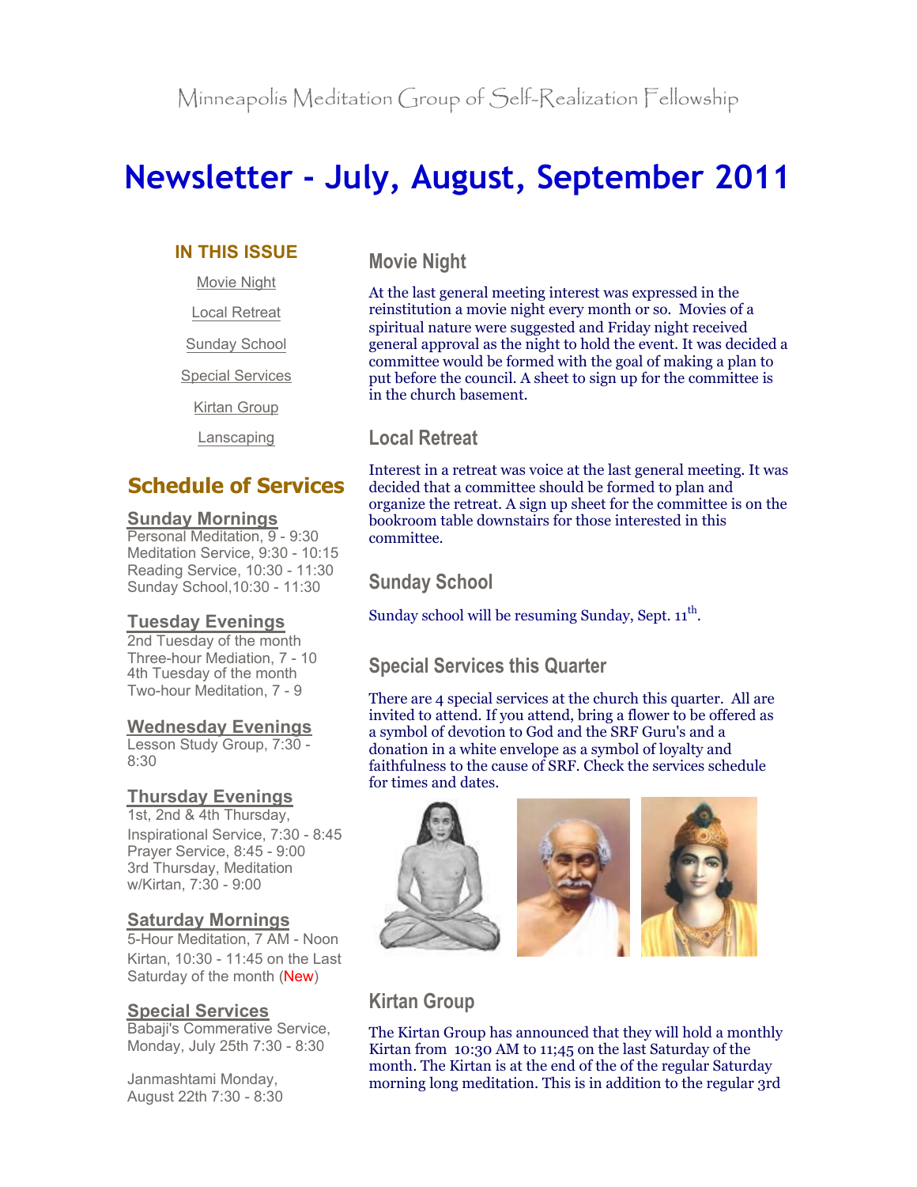Minneapolis Meditation Group of Self-Realization Fellowship

# Newsletter - July, August, September 2011

### IN THIS ISSUE

Movie Night

Local Retreat

Sunday School

Special Services

Kirtan Group

Lanscaping

## Schedule of Services

**Sunday Mornings**
Personal Meditation, 9 - 9:30
Meditation Service, 9:30 - 10:15
Reading Service, 10:30 - 11:30
Sunday School,10:30 - 11:30

**Tuesday Evenings**
2nd Tuesday of the month
Three-hour Mediation, 7 - 10
4th Tuesday of the month
Two-hour Meditation, 7 - 9

**Wednesday Evenings**
Lesson Study Group, 7:30 - 8:30

**Thursday Evenings**
1st, 2nd & 4th Thursday,
Inspirational Service, 7:30 - 8:45
Prayer Service, 8:45 - 9:00
3rd Thursday, Meditation w/Kirtan, 7:30 - 9:00

**Saturday Mornings**
5-Hour Meditation, 7 AM - Noon
Kirtan, 10:30 - 11:45 on the Last Saturday of the month (New)

**Special Services**
Babaji's Commerative Service, Monday, July 25th 7:30 - 8:30

Janmashtami Monday, August 22th 7:30 - 8:30

## Movie Night

At the last general meeting interest was expressed in the reinstitution a movie night every month or so. Movies of a spiritual nature were suggested and Friday night received general approval as the night to hold the event. It was decided a committee would be formed with the goal of making a plan to put before the council. A sheet to sign up for the committee is in the church basement.

## Local Retreat

Interest in a retreat was voice at the last general meeting. It was decided that a committee should be formed to plan and organize the retreat. A sign up sheet for the committee is on the bookroom table downstairs for those interested in this committee.

## Sunday School

Sunday school will be resuming Sunday, Sept. 11th.

## Special Services this Quarter

There are 4 special services at the church this quarter. All are invited to attend. If you attend, bring a flower to be offered as a symbol of devotion to God and the SRF Guru's and a donation in a white envelope as a symbol of loyalty and faithfulness to the cause of SRF. Check the services schedule for times and dates.

## Kirtan Group

The Kirtan Group has announced that they will hold a monthly Kirtan from 10:30 AM to 11;45 on the last Saturday of the month. The Kirtan is at the end of the of the regular Saturday morning long meditation. This is in addition to the regular 3rd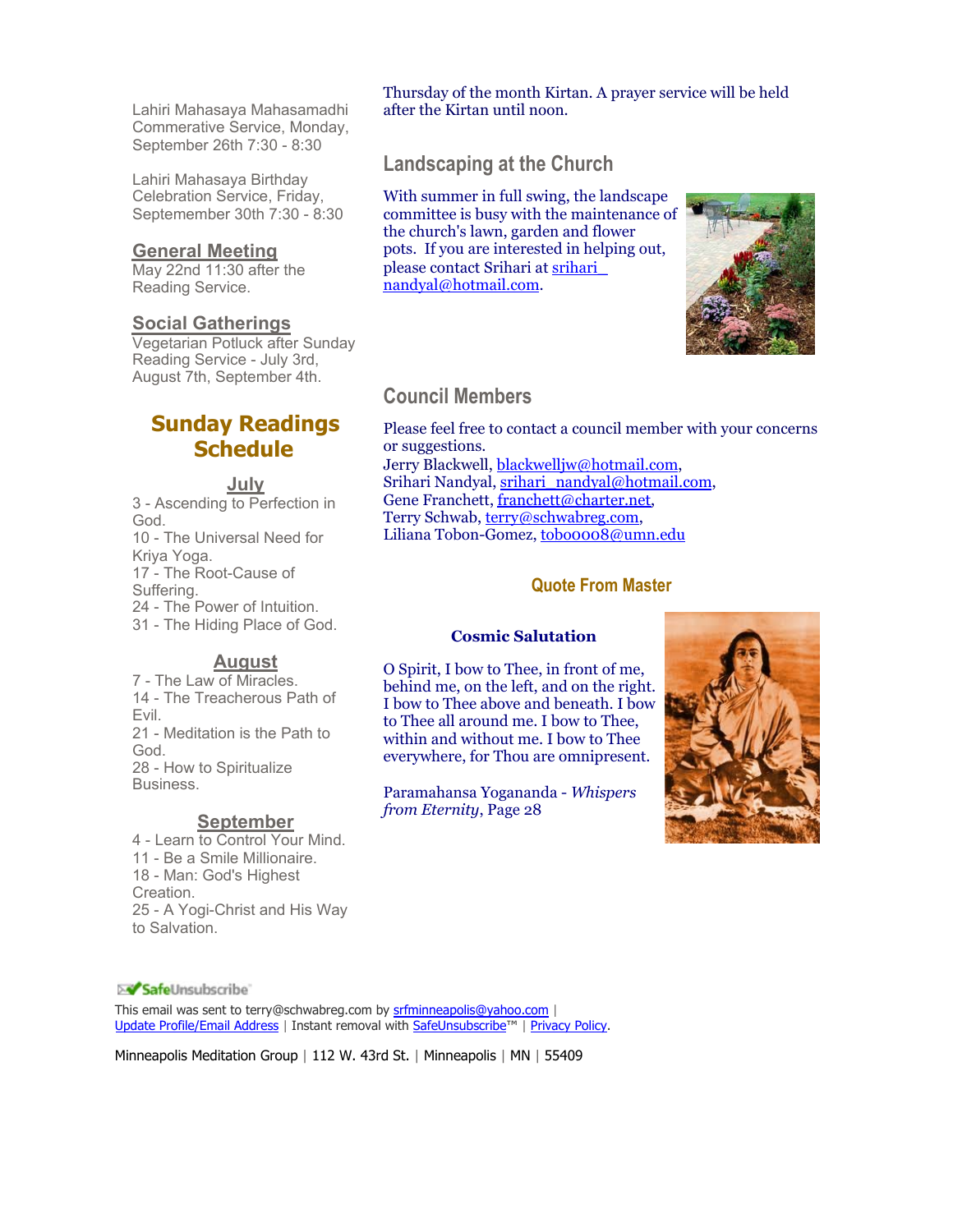Lahiri Mahasaya Mahasamadhi Commerative Service, Monday, September 26th 7:30 - 8:30

Lahiri Mahasaya Birthday Celebration Service, Friday, Septemember 30th 7:30 - 8:30

## General Meeting

May 22nd 11:30 after the Reading Service.

## Social Gatherings

Vegetarian Potluck after Sunday Reading Service - July 3rd, August 7th, September 4th.

# Sunday Readings Schedule

### July

3 - Ascending to Perfection in God.
10 - The Universal Need for Kriya Yoga.
17 - The Root-Cause of Suffering.
24 - The Power of Intuition.
31 - The Hiding Place of God.

### August

7 - The Law of Miracles.
14 - The Treacherous Path of Evil.
21 - Meditation is the Path to God.
28 - How to Spiritualize Business.

### September

4 - Learn to Control Your Mind.
11 - Be a Smile Millionaire.
18 - Man: God's Highest Creation.
25 - A Yogi-Christ and His Way to Salvation.

Thursday of the month Kirtan. A prayer service will be held after the Kirtan until noon.

## Landscaping at the Church

With summer in full swing, the landscape committee is busy with the maintenance of the church's lawn, garden and flower pots. If you are interested in helping out, please contact Srihari at srihari_nandyal@hotmail.com.

## Council Members

Please feel free to contact a council member with your concerns or suggestions.
Jerry Blackwell, blackwelljw@hotmail.com,
Srihari Nandyal, srihari_nandyal@hotmail.com,
Gene Franchett, franchett@charter.net,
Terry Schwab, terry@schwabreg.com,
Liliana Tobon-Gomez, toboo008@umn.edu

## Quote From Master

**Cosmic Salutation**

O Spirit, I bow to Thee, in front of me, behind me, on the left, and on the right. I bow to Thee above and beneath. I bow to Thee all around me. I bow to Thee, within and without me. I bow to Thee everywhere, for Thou are omnipresent.

Paramahansa Yogananda - *Whispers from Eternity*, Page 28

SafeUnsubscribe®

This email was sent to terry@schwabreg.com by srfminneapolis@yahoo.com | Update Profile/Email Address | Instant removal with SafeUnsubscribe™ | Privacy Policy.

Minneapolis Meditation Group | 112 W. 43rd St. | Minneapolis | MN | 55409